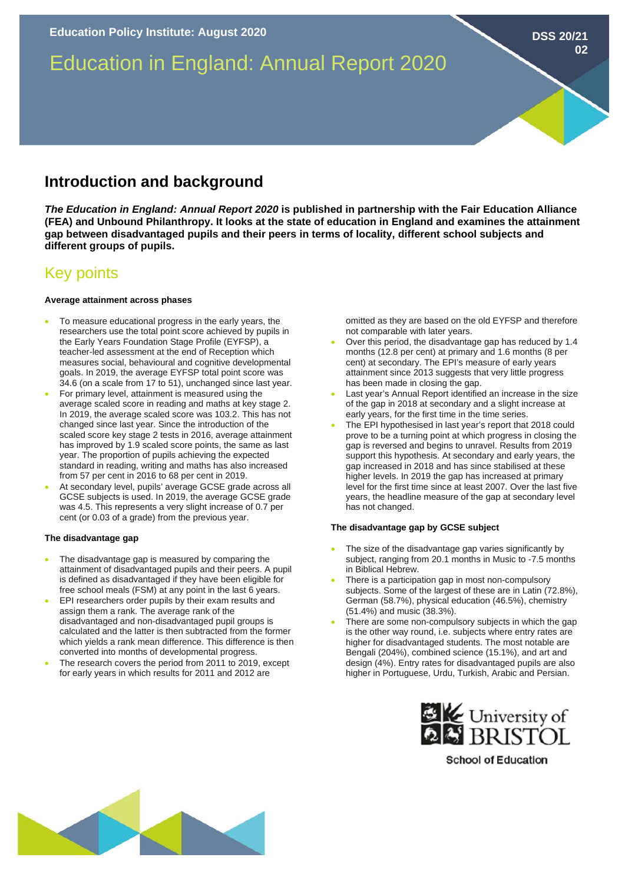Education Policy Institute: August 2020

DSS 20/21 02

# Education in England: Annual Report 2020

## Introduction and background

***The Education in England: Annual Report 2020* is published in partnership with the Fair Education Alliance (FEA) and Unbound Philanthropy. It looks at the state of education in England and examines the attainment gap between disadvantaged pupils and their peers in terms of locality, different school subjects and different groups of pupils.**

## Key points

### Average attainment across phases

- To measure educational progress in the early years, the researchers use the total point score achieved by pupils in the Early Years Foundation Stage Profile (EYFSP), a teacher-led assessment at the end of Reception which measures social, behavioural and cognitive developmental goals. In 2019, the average EYFSP total point score was 34.6 (on a scale from 17 to 51), unchanged since last year.
- For primary level, attainment is measured using the average scaled score in reading and maths at key stage 2. In 2019, the average scaled score was 103.2. This has not changed since last year. Since the introduction of the scaled score key stage 2 tests in 2016, average attainment has improved by 1.9 scaled score points, the same as last year. The proportion of pupils achieving the expected standard in reading, writing and maths has also increased from 57 per cent in 2016 to 68 per cent in 2019.
- At secondary level, pupils' average GCSE grade across all GCSE subjects is used. In 2019, the average GCSE grade was 4.5. This represents a very slight increase of 0.7 per cent (or 0.03 of a grade) from the previous year.

### The disadvantage gap

- The disadvantage gap is measured by comparing the attainment of disadvantaged pupils and their peers. A pupil is defined as disadvantaged if they have been eligible for free school meals (FSM) at any point in the last 6 years.
- EPI researchers order pupils by their exam results and assign them a rank. The average rank of the disadvantaged and non-disadvantaged pupil groups is calculated and the latter is then subtracted from the former which yields a rank mean difference. This difference is then converted into months of developmental progress.
- The research covers the period from 2011 to 2019, except for early years in which results for 2011 and 2012 are omitted as they are based on the old EYFSP and therefore not comparable with later years.
- Over this period, the disadvantage gap has reduced by 1.4 months (12.8 per cent) at primary and 1.6 months (8 per cent) at secondary. The EPI's measure of early years attainment since 2013 suggests that very little progress has been made in closing the gap.
- Last year's Annual Report identified an increase in the size of the gap in 2018 at secondary and a slight increase at early years, for the first time in the time series.
- The EPI hypothesised in last year's report that 2018 could prove to be a turning point at which progress in closing the gap is reversed and begins to unravel. Results from 2019 support this hypothesis. At secondary and early years, the gap increased in 2018 and has since stabilised at these higher levels. In 2019 the gap has increased at primary level for the first time since at least 2007. Over the last five years, the headline measure of the gap at secondary level has not changed.

### The disadvantage gap by GCSE subject

- The size of the disadvantage gap varies significantly by subject, ranging from 20.1 months in Music to -7.5 months in Biblical Hebrew.
- There is a participation gap in most non-compulsory subjects. Some of the largest of these are in Latin (72.8%), German (58.7%), physical education (46.5%), chemistry (51.4%) and music (38.3%).
- There are some non-compulsory subjects in which the gap is the other way round, i.e. subjects where entry rates are higher for disadvantaged students. The most notable are Bengali (204%), combined science (15.1%), and art and design (4%). Entry rates for disadvantaged pupils are also higher in Portuguese, Urdu, Turkish, Arabic and Persian.

University of BRISTOL
School of Education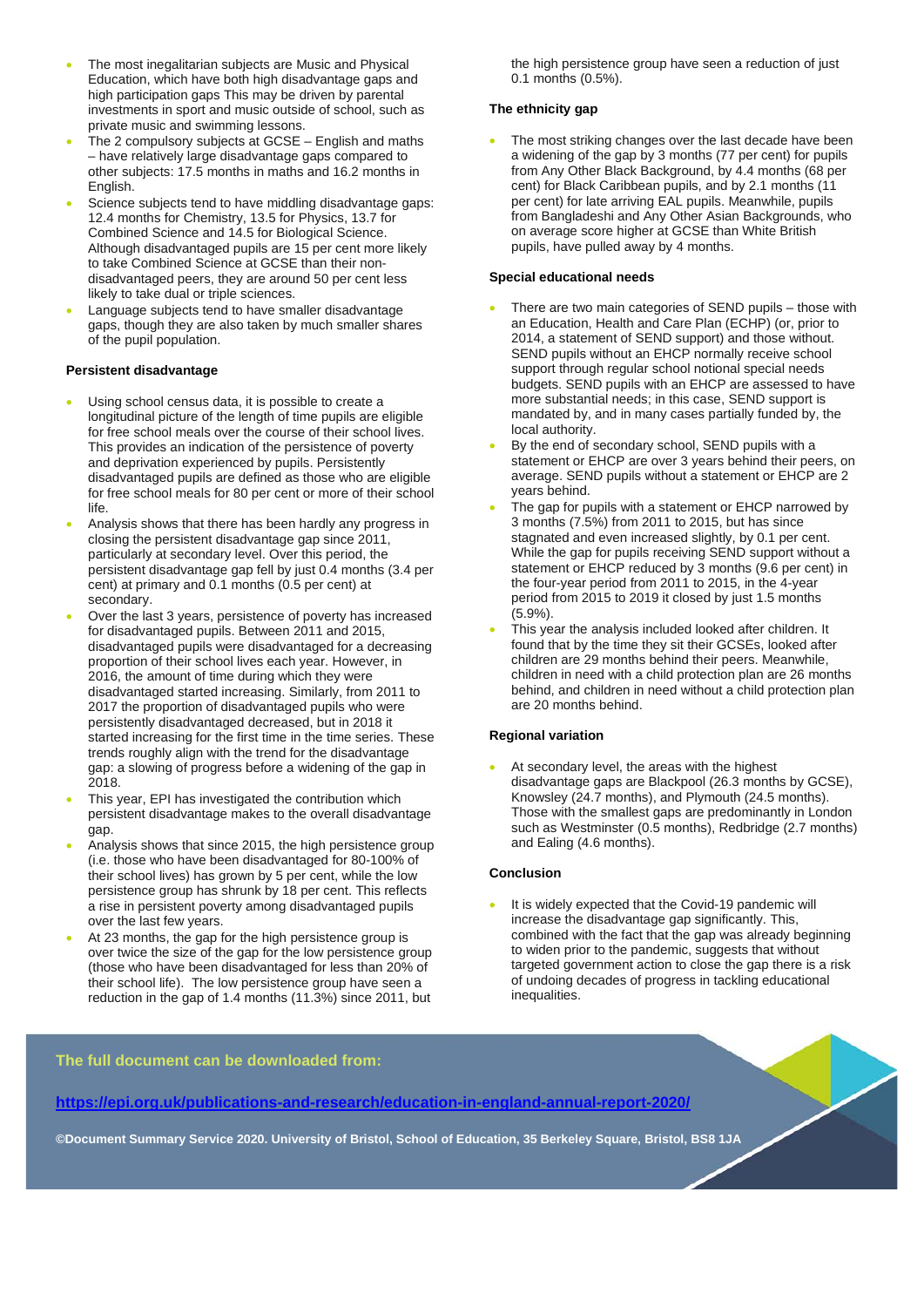- The most inegalitarian subjects are Music and Physical Education, which have both high disadvantage gaps and high participation gaps This may be driven by parental investments in sport and music outside of school, such as private music and swimming lessons.
- The 2 compulsory subjects at GCSE – English and maths – have relatively large disadvantage gaps compared to other subjects: 17.5 months in maths and 16.2 months in English.
- Science subjects tend to have middling disadvantage gaps: 12.4 months for Chemistry, 13.5 for Physics, 13.7 for Combined Science and 14.5 for Biological Science. Although disadvantaged pupils are 15 per cent more likely to take Combined Science at GCSE than their non-disadvantaged peers, they are around 50 per cent less likely to take dual or triple sciences.
- Language subjects tend to have smaller disadvantage gaps, though they are also taken by much smaller shares of the pupil population.

**Persistent disadvantage**

- Using school census data, it is possible to create a longitudinal picture of the length of time pupils are eligible for free school meals over the course of their school lives. This provides an indication of the persistence of poverty and deprivation experienced by pupils. Persistently disadvantaged pupils are defined as those who are eligible for free school meals for 80 per cent or more of their school life.
- Analysis shows that there has been hardly any progress in closing the persistent disadvantage gap since 2011, particularly at secondary level. Over this period, the persistent disadvantage gap fell by just 0.4 months (3.4 per cent) at primary and 0.1 months (0.5 per cent) at secondary.
- Over the last 3 years, persistence of poverty has increased for disadvantaged pupils. Between 2011 and 2015, disadvantaged pupils were disadvantaged for a decreasing proportion of their school lives each year. However, in 2016, the amount of time during which they were disadvantaged started increasing. Similarly, from 2011 to 2017 the proportion of disadvantaged pupils who were persistently disadvantaged decreased, but in 2018 it started increasing for the first time in the time series. These trends roughly align with the trend for the disadvantage gap: a slowing of progress before a widening of the gap in 2018.
- This year, EPI has investigated the contribution which persistent disadvantage makes to the overall disadvantage gap.
- Analysis shows that since 2015, the high persistence group (i.e. those who have been disadvantaged for 80-100% of their school lives) has grown by 5 per cent, while the low persistence group has shrunk by 18 per cent. This reflects a rise in persistent poverty among disadvantaged pupils over the last few years.
- At 23 months, the gap for the high persistence group is over twice the size of the gap for the low persistence group (those who have been disadvantaged for less than 20% of their school life). The low persistence group have seen a reduction in the gap of 1.4 months (11.3%) since 2011, but the high persistence group have seen a reduction of just 0.1 months (0.5%).

**The ethnicity gap**

- The most striking changes over the last decade have been a widening of the gap by 3 months (77 per cent) for pupils from Any Other Black Background, by 4.4 months (68 per cent) for Black Caribbean pupils, and by 2.1 months (11 per cent) for late arriving EAL pupils. Meanwhile, pupils from Bangladeshi and Any Other Asian Backgrounds, who on average score higher at GCSE than White British pupils, have pulled away by 4 months.

**Special educational needs**

- There are two main categories of SEND pupils – those with an Education, Health and Care Plan (ECHP) (or, prior to 2014, a statement of SEND support) and those without. SEND pupils without an EHCP normally receive school support through regular school notional special needs budgets. SEND pupils with an EHCP are assessed to have more substantial needs; in this case, SEND support is mandated by, and in many cases partially funded by, the local authority.
- By the end of secondary school, SEND pupils with a statement or EHCP are over 3 years behind their peers, on average. SEND pupils without a statement or EHCP are 2 years behind.
- The gap for pupils with a statement or EHCP narrowed by 3 months (7.5%) from 2011 to 2015, but has since stagnated and even increased slightly, by 0.1 per cent. While the gap for pupils receiving SEND support without a statement or EHCP reduced by 3 months (9.6 per cent) in the four-year period from 2011 to 2015, in the 4-year period from 2015 to 2019 it closed by just 1.5 months (5.9%).
- This year the analysis included looked after children. It found that by the time they sit their GCSEs, looked after children are 29 months behind their peers. Meanwhile, children in need with a child protection plan are 26 months behind, and children in need without a child protection plan are 20 months behind.

**Regional variation**

- At secondary level, the areas with the highest disadvantage gaps are Blackpool (26.3 months by GCSE), Knowsley (24.7 months), and Plymouth (24.5 months). Those with the smallest gaps are predominantly in London such as Westminster (0.5 months), Redbridge (2.7 months) and Ealing (4.6 months).

**Conclusion**

- It is widely expected that the Covid-19 pandemic will increase the disadvantage gap significantly. This, combined with the fact that the gap was already beginning to widen prior to the pandemic, suggests that without targeted government action to close the gap there is a risk of undoing decades of progress in tackling educational inequalities.

**The full document can be downloaded from:**

https://epi.org.uk/publications-and-research/education-in-england-annual-report-2020/

**©Document Summary Service 2020. University of Bristol, School of Education, 35 Berkeley Square, Bristol, BS8 1JA**